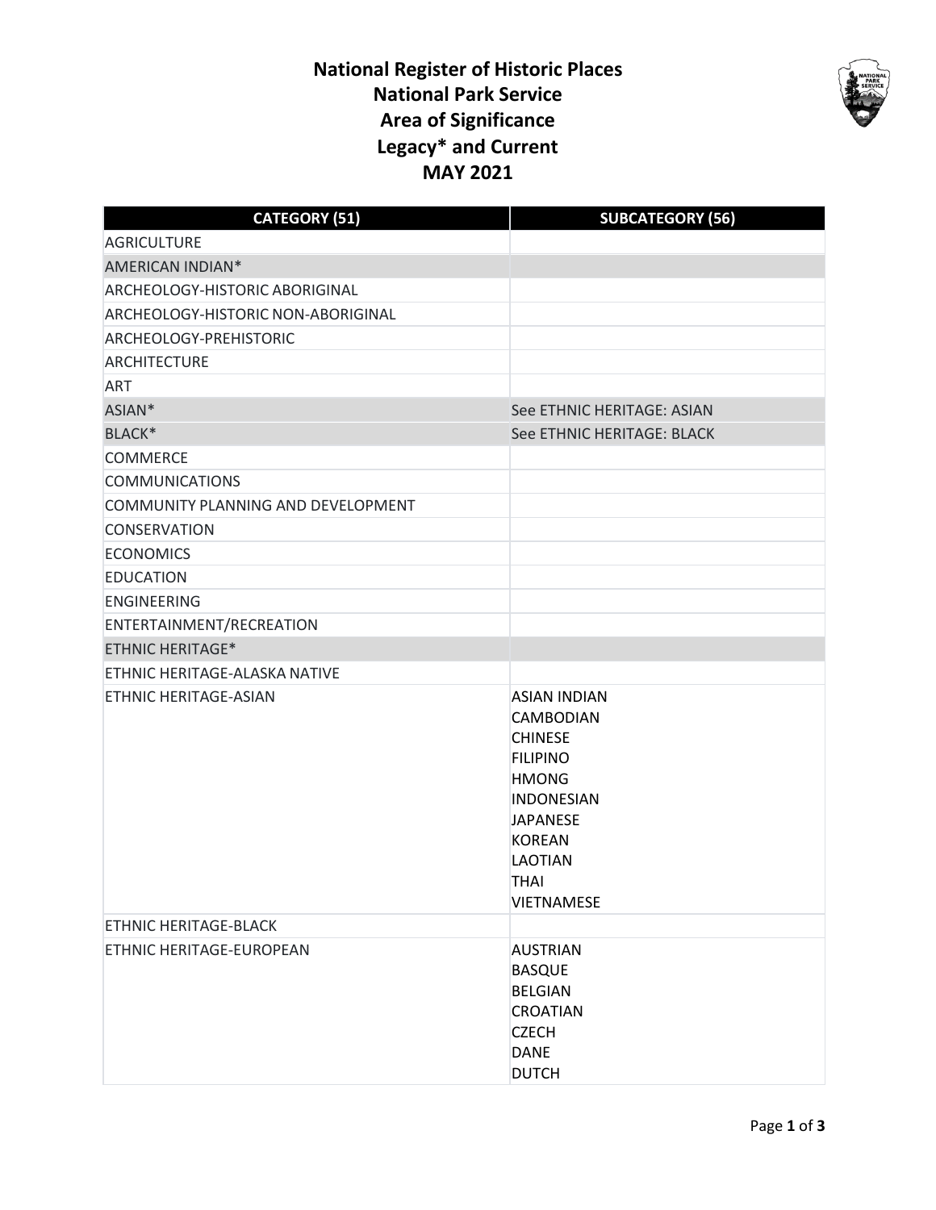# National Register of Historic Places
# National Park Service
# Area of Significance
# Legacy* and Current
# MAY 2021

| CATEGORY (51) | SUBCATEGORY (56) |
|---|---|
| AGRICULTURE | |
| AMERICAN INDIAN* | |
| ARCHEOLOGY-HISTORIC ABORIGINAL | |
| ARCHEOLOGY-HISTORIC NON-ABORIGINAL | |
| ARCHEOLOGY-PREHISTORIC | |
| ARCHITECTURE | |
| ART | |
| ASIAN* | See ETHNIC HERITAGE: ASIAN |
| BLACK* | See ETHNIC HERITAGE: BLACK |
| COMMERCE | |
| COMMUNICATIONS | |
| COMMUNITY PLANNING AND DEVELOPMENT | |
| CONSERVATION | |
| ECONOMICS | |
| EDUCATION | |
| ENGINEERING | |
| ENTERTAINMENT/RECREATION | |
| ETHNIC HERITAGE* | |
| ETHNIC HERITAGE-ALASKA NATIVE | |
| ETHNIC HERITAGE-ASIAN | ASIAN INDIAN<br>CAMBODIAN<br>CHINESE<br>FILIPINO<br>HMONG<br>INDONESIAN<br>JAPANESE<br>KOREAN<br>LAOTIAN<br>THAI<br>VIETNAMESE |
| ETHNIC HERITAGE-BLACK | |
| ETHNIC HERITAGE-EUROPEAN | AUSTRIAN<br>BASQUE<br>BELGIAN<br>CROATIAN<br>CZECH<br>DANE<br>DUTCH |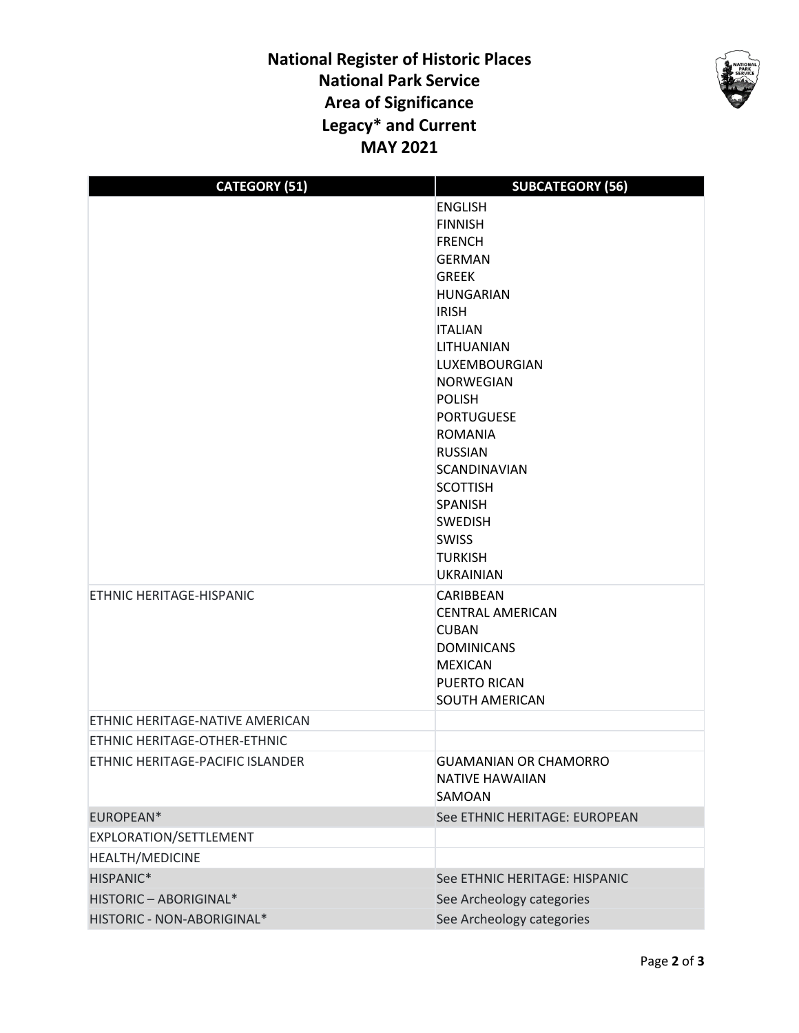# National Register of Historic Places
# National Park Service
# Area of Significance
# Legacy* and Current
# MAY 2021

| CATEGORY (51) | SUBCATEGORY (56) |
|---|---|
| | ENGLISH<br>FINNISH<br>FRENCH<br>GERMAN<br>GREEK<br>HUNGARIAN<br>IRISH<br>ITALIAN<br>LITHUANIAN<br>LUXEMBOURGIAN<br>NORWEGIAN<br>POLISH<br>PORTUGUESE<br>ROMANIA<br>RUSSIAN<br>SCANDINAVIAN<br>SCOTTISH<br>SPANISH<br>SWEDISH<br>SWISS<br>TURKISH<br>UKRAINIAN |
| ETHNIC HERITAGE-HISPANIC | CARIBBEAN<br>CENTRAL AMERICAN<br>CUBAN<br>DOMINICANS<br>MEXICAN<br>PUERTO RICAN<br>SOUTH AMERICAN |
| ETHNIC HERITAGE-NATIVE AMERICAN | |
| ETHNIC HERITAGE-OTHER-ETHNIC | |
| ETHNIC HERITAGE-PACIFIC ISLANDER | GUAMANIAN OR CHAMORRO<br>NATIVE HAWAIIAN<br>SAMOAN |
| EUROPEAN* | See ETHNIC HERITAGE: EUROPEAN |
| EXPLORATION/SETTLEMENT | |
| HEALTH/MEDICINE | |
| HISPANIC* | See ETHNIC HERITAGE: HISPANIC |
| HISTORIC – ABORIGINAL* | See Archeology categories |
| HISTORIC - NON-ABORIGINAL* | See Archeology categories |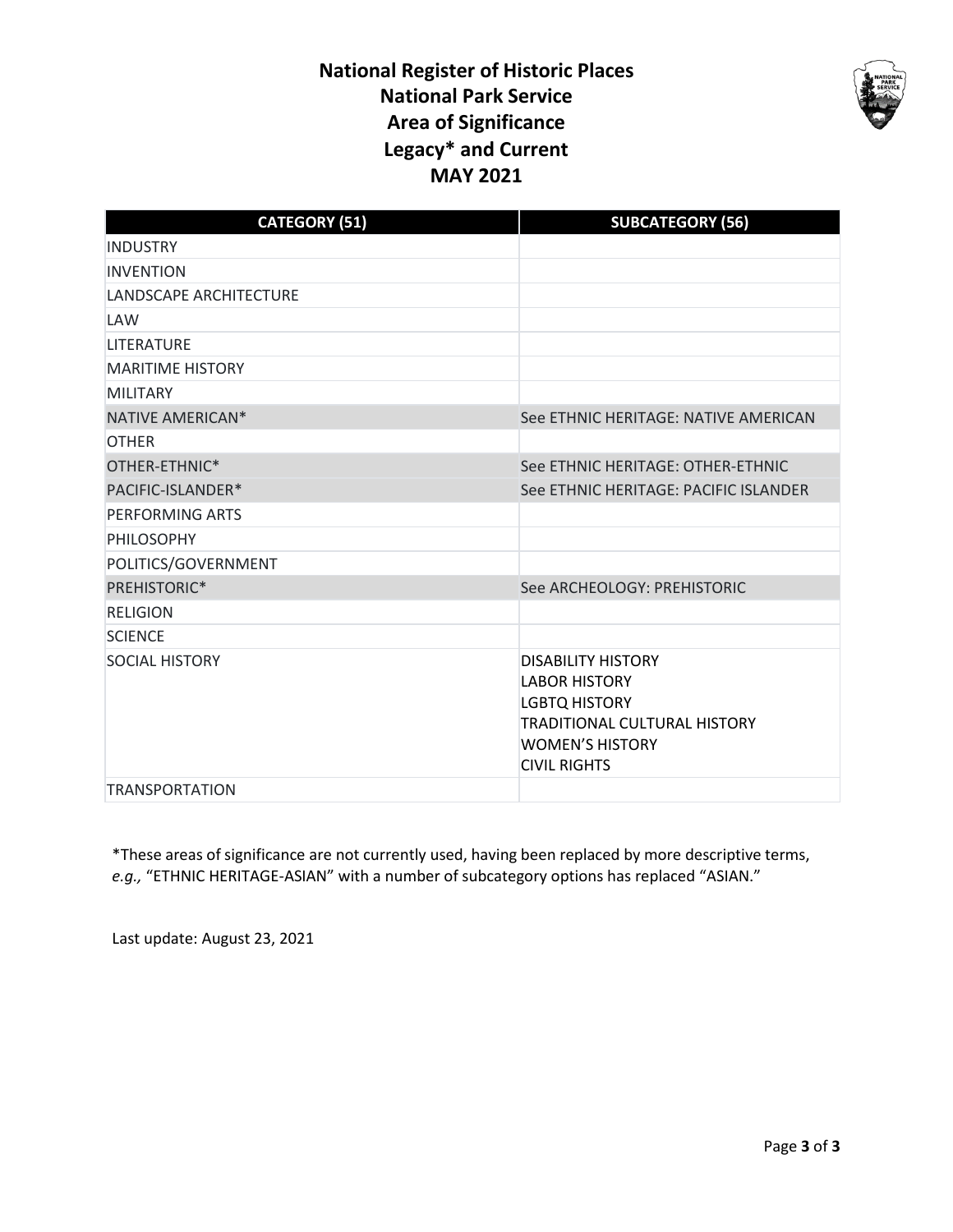# National Register of Historic Places
# National Park Service
# Area of Significance
# Legacy* and Current
# MAY 2021

| CATEGORY (51) | SUBCATEGORY (56) |
|---|---|
| INDUSTRY | |
| INVENTION | |
| LANDSCAPE ARCHITECTURE | |
| LAW | |
| LITERATURE | |
| MARITIME HISTORY | |
| MILITARY | |
| NATIVE AMERICAN* | See ETHNIC HERITAGE: NATIVE AMERICAN |
| OTHER | |
| OTHER-ETHNIC* | See ETHNIC HERITAGE: OTHER-ETHNIC |
| PACIFIC-ISLANDER* | See ETHNIC HERITAGE: PACIFIC ISLANDER |
| PERFORMING ARTS | |
| PHILOSOPHY | |
| POLITICS/GOVERNMENT | |
| PREHISTORIC* | See ARCHEOLOGY: PREHISTORIC |
| RELIGION | |
| SCIENCE | |
| SOCIAL HISTORY | DISABILITY HISTORY<br>LABOR HISTORY<br>LGBTQ HISTORY<br>TRADITIONAL CULTURAL HISTORY<br>WOMEN'S HISTORY<br>CIVIL RIGHTS |
| TRANSPORTATION | |

*These areas of significance are not currently used, having been replaced by more descriptive terms, *e.g.,* "ETHNIC HERITAGE-ASIAN" with a number of subcategory options has replaced "ASIAN."

Last update: August 23, 2021